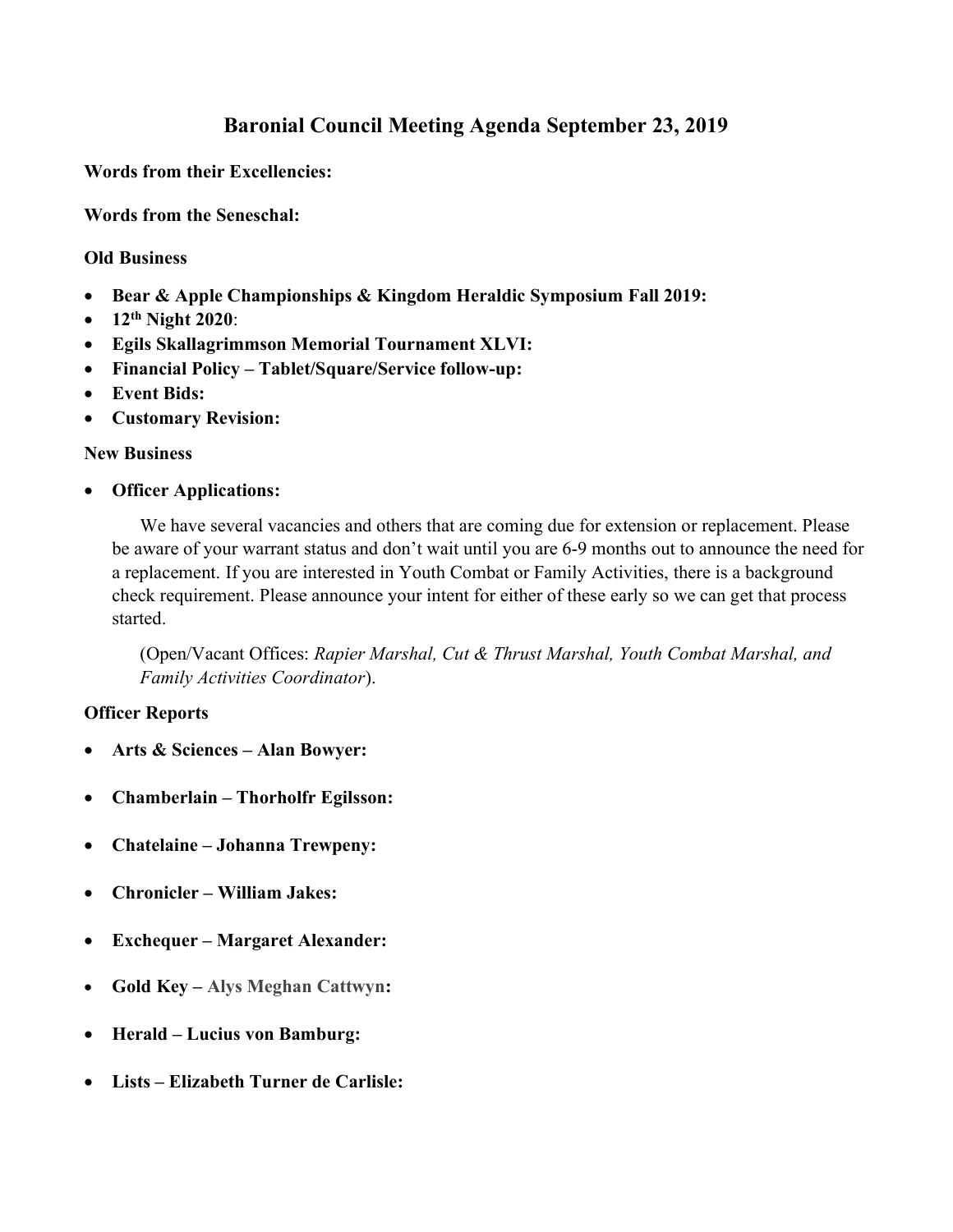# Baronial Council Meeting Agenda September 23, 2019

**Words from their Excellencies:**

**Words from the Seneschal:**

**Old Business**

- **Bear & Apple Championships & Kingdom Heraldic Symposium Fall 2019:**
- **12th Night 2020**:
- **Egils Skallagrimmson Memorial Tournament XLVI:**
- **Financial Policy – Tablet/Square/Service follow-up:**
- **Event Bids:**
- **Customary Revision:**

**New Business**

- **Officer Applications:**

  We have several vacancies and others that are coming due for extension or replacement. Please be aware of your warrant status and don't wait until you are 6-9 months out to announce the need for a replacement. If you are interested in Youth Combat or Family Activities, there is a background check requirement. Please announce your intent for either of these early so we can get that process started.

  (Open/Vacant Offices: *Rapier Marshal, Cut & Thrust Marshal, Youth Combat Marshal, and Family Activities Coordinator*).

**Officer Reports**

- **Arts & Sciences – Alan Bowyer:**
- **Chamberlain – Thorholfr Egilsson:**
- **Chatelaine – Johanna Trewpeny:**
- **Chronicler – William Jakes:**
- **Exchequer – Margaret Alexander:**
- **Gold Key – Alys Meghan Cattwyn:**
- **Herald – Lucius von Bamburg:**
- **Lists – Elizabeth Turner de Carlisle:**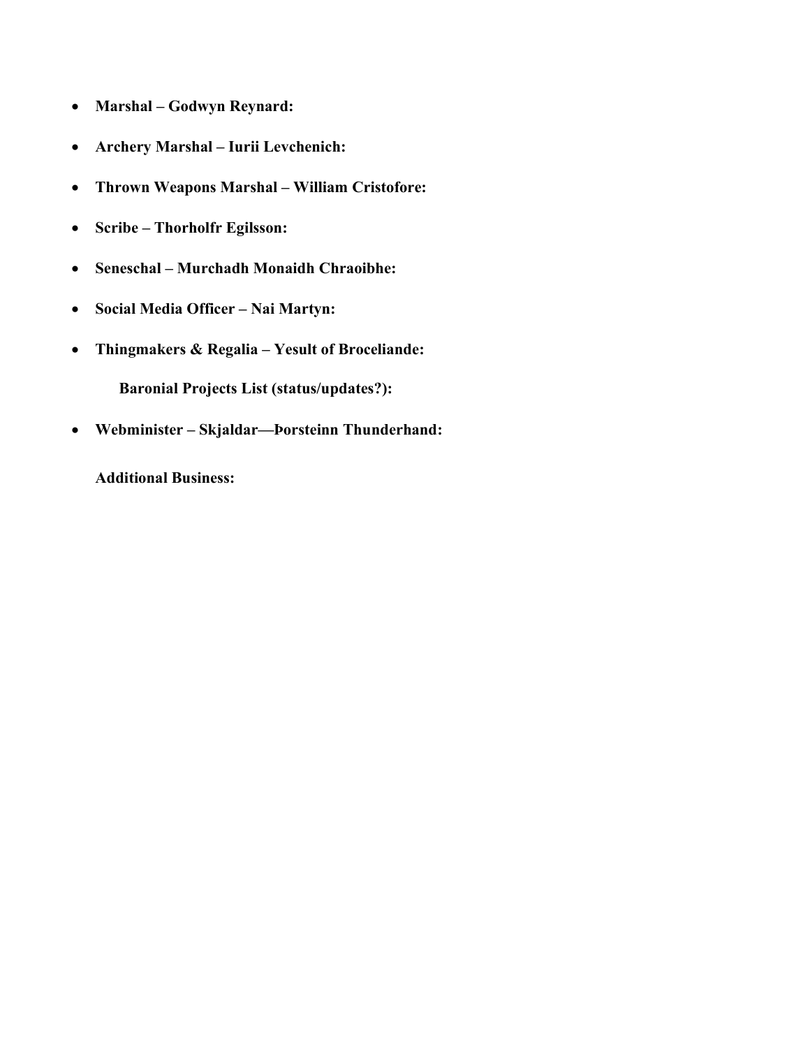- **Marshal – Godwyn Reynard:**
- **Archery Marshal – Iurii Levchenich:**
- **Thrown Weapons Marshal – William Cristofore:**
- **Scribe – Thorholfr Egilsson:**
- **Seneschal – Murchadh Monaidh Chraoibhe:**
- **Social Media Officer – Nai Martyn:**
- **Thingmakers & Regalia – Yesult of Broceliande:**

  **Baronial Projects List (status/updates?):**

- **Webminister – Skjaldar—Þorsteinn Thunderhand:**

**Additional Business:**